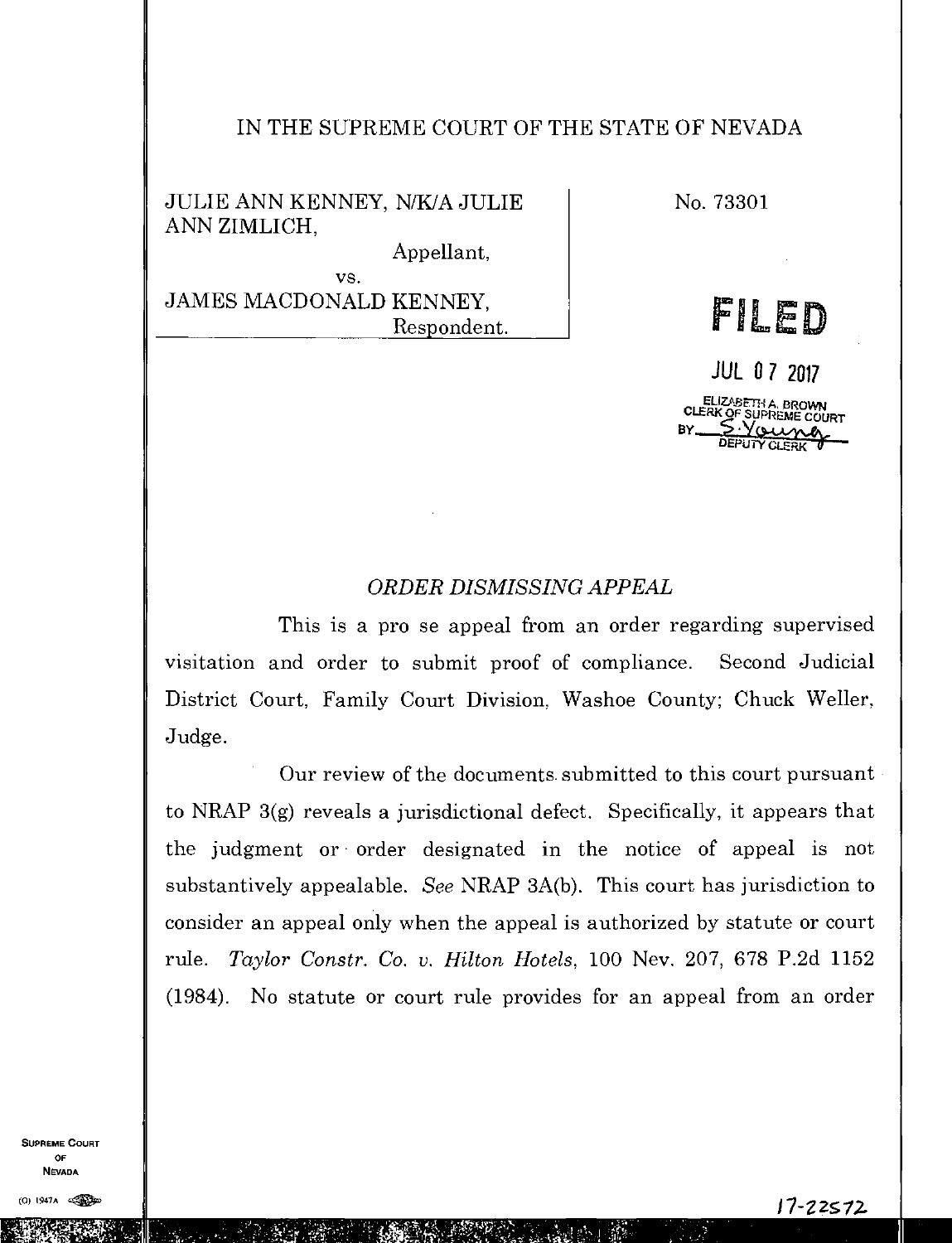IN THE SUPREME COURT OF THE STATE OF NEVADA

JULIE ANN KENNEY, N/K/A JULIE ANN ZIMLICH,
Appellant,
vs.
JAMES MACDONALD KENNEY,
Respondent.

No. 73301

**FILED**

JUL 07 2017

ELIZABETH A. BROWN
CLERK OF SUPREME COURT
BY S. Young
DEPUTY CLERK

*ORDER DISMISSING APPEAL*

This is a pro se appeal from an order regarding supervised visitation and order to submit proof of compliance. Second Judicial District Court, Family Court Division, Washoe County; Chuck Weller, Judge.

Our review of the documents submitted to this court pursuant to NRAP 3(g) reveals a jurisdictional defect. Specifically, it appears that the judgment or order designated in the notice of appeal is not substantively appealable. *See* NRAP 3A(b). This court has jurisdiction to consider an appeal only when the appeal is authorized by statute or court rule. *Taylor Constr. Co. v. Hilton Hotels*, 100 Nev. 207, 678 P.2d 1152 (1984). No statute or court rule provides for an appeal from an order

17-22572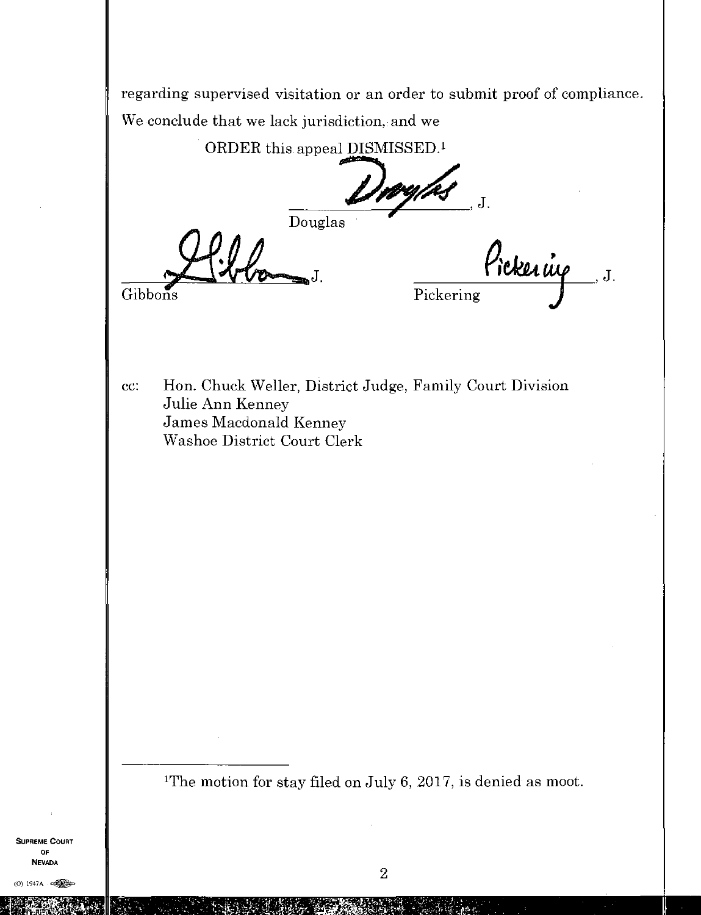regarding supervised visitation or an order to submit proof of compliance. We conclude that we lack jurisdiction, and we

ORDER this appeal DISMISSED.[1]

_______________, J.
Douglas

_______________, J.
Gibbons

_______________, J.
Pickering

cc: Hon. Chuck Weller, District Judge, Family Court Division
Julie Ann Kenney
James Macdonald Kenney
Washoe District Court Clerk

---

[1]The motion for stay filed on July 6, 2017, is denied as moot.